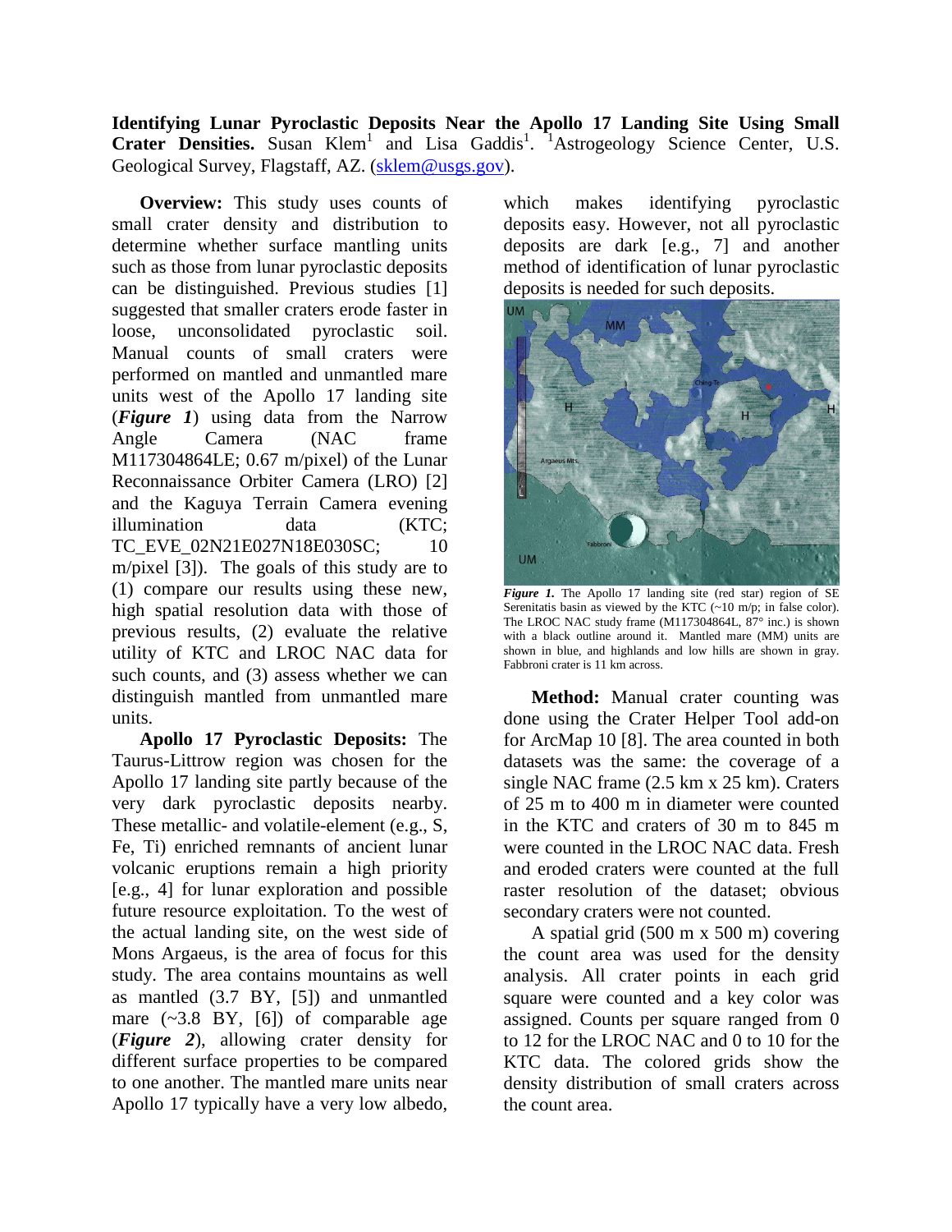**Identifying Lunar Pyroclastic Deposits Near the Apollo 17 Landing Site Using Small Crater Densities.** Susan Klem[1] and Lisa Gaddis[1]. [1]Astrogeology Science Center, U.S. Geological Survey, Flagstaff, AZ. (sklem@usgs.gov).

**Overview:** This study uses counts of small crater density and distribution to determine whether surface mantling units such as those from lunar pyroclastic deposits can be distinguished. Previous studies [1] suggested that smaller craters erode faster in loose, unconsolidated pyroclastic soil. Manual counts of small craters were performed on mantled and unmantled mare units west of the Apollo 17 landing site (***Figure 1***) using data from the Narrow Angle Camera (NAC frame M117304864LE; 0.67 m/pixel) of the Lunar Reconnaissance Orbiter Camera (LRO) [2] and the Kaguya Terrain Camera evening illumination data (KTC; TC_EVE_02N21E027N18E030SC; 10 m/pixel [3]). The goals of this study are to (1) compare our results using these new, high spatial resolution data with those of previous results, (2) evaluate the relative utility of KTC and LROC NAC data for such counts, and (3) assess whether we can distinguish mantled from unmantled mare units.

**Apollo 17 Pyroclastic Deposits:** The Taurus-Littrow region was chosen for the Apollo 17 landing site partly because of the very dark pyroclastic deposits nearby. These metallic- and volatile-element (e.g., S, Fe, Ti) enriched remnants of ancient lunar volcanic eruptions remain a high priority [e.g., 4] for lunar exploration and possible future resource exploitation. To the west of the actual landing site, on the west side of Mons Argaeus, is the area of focus for this study. The area contains mountains as well as mantled (3.7 BY, [5]) and unmantled mare (~3.8 BY, [6]) of comparable age (***Figure 2***), allowing crater density for different surface properties to be compared to one another. The mantled mare units near Apollo 17 typically have a very low albedo, which makes identifying pyroclastic deposits easy. However, not all pyroclastic deposits are dark [e.g., 7] and another method of identification of lunar pyroclastic deposits is needed for such deposits.

***Figure 1.*** The Apollo 17 landing site (red star) region of SE Serenitatis basin as viewed by the KTC (~10 m/p; in false color). The LROC NAC study frame (M117304864L, 87° inc.) is shown with a black outline around it. Mantled mare (MM) units are shown in blue, and highlands and low hills are shown in gray. Fabbroni crater is 11 km across.

**Method:** Manual crater counting was done using the Crater Helper Tool add-on for ArcMap 10 [8]. The area counted in both datasets was the same: the coverage of a single NAC frame (2.5 km x 25 km). Craters of 25 m to 400 m in diameter were counted in the KTC and craters of 30 m to 845 m were counted in the LROC NAC data. Fresh and eroded craters were counted at the full raster resolution of the dataset; obvious secondary craters were not counted.

A spatial grid (500 m x 500 m) covering the count area was used for the density analysis. All crater points in each grid square were counted and a key color was assigned. Counts per square ranged from 0 to 12 for the LROC NAC and 0 to 10 for the KTC data. The colored grids show the density distribution of small craters across the count area.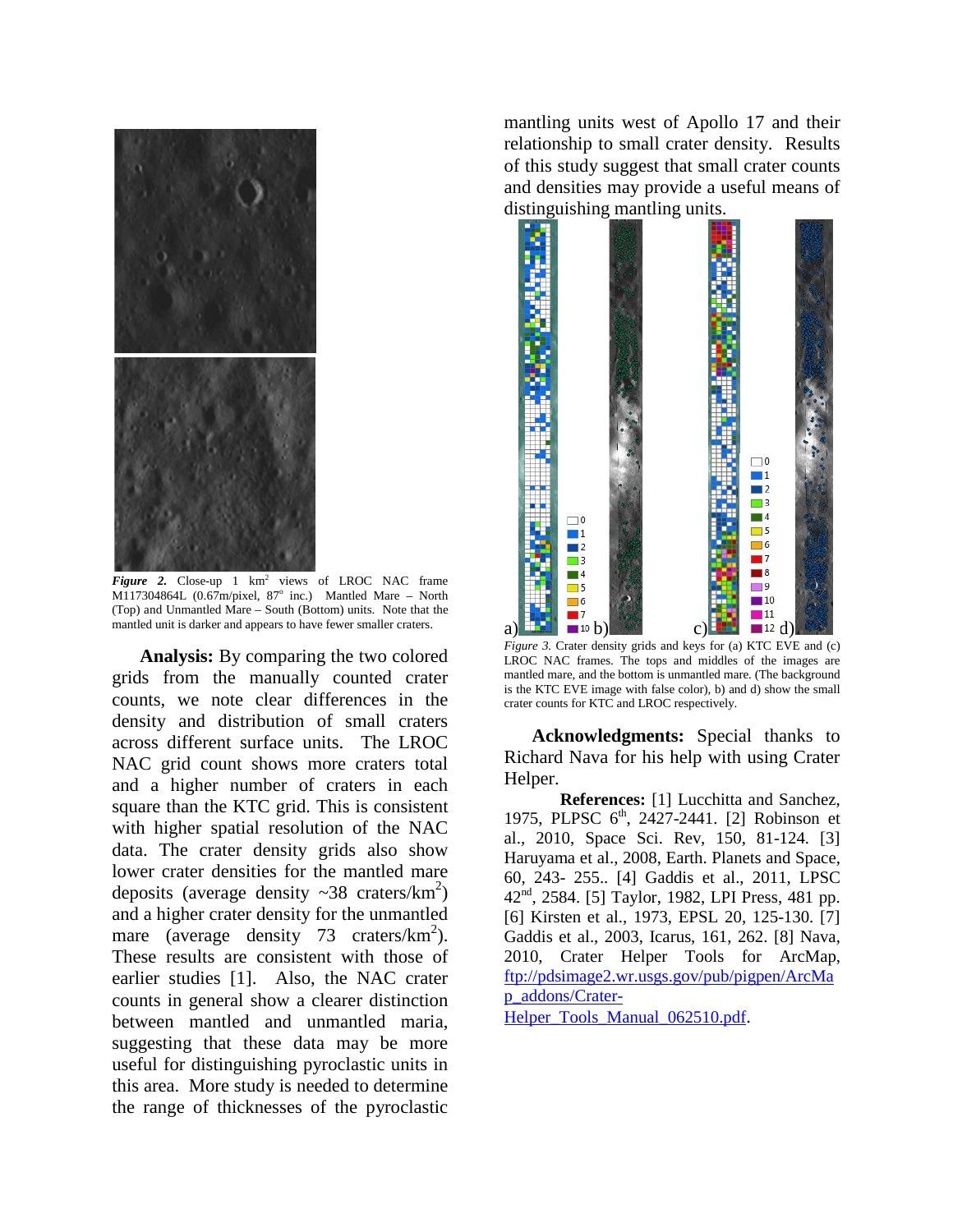*Figure 2.* Close-up 1 km$^2$ views of LROC NAC frame M117304864L (0.67m/pixel, 87° inc.) Mantled Mare – North (Top) and Unmantled Mare – South (Bottom) units. Note that the mantled unit is darker and appears to have fewer smaller craters.

**Analysis:** By comparing the two colored grids from the manually counted crater counts, we note clear differences in the density and distribution of small craters across different surface units. The LROC NAC grid count shows more craters total and a higher number of craters in each square than the KTC grid. This is consistent with higher spatial resolution of the NAC data. The crater density grids also show lower crater densities for the mantled mare deposits (average density ~38 craters/km$^2$) and a higher crater density for the unmantled mare (average density 73 craters/km$^2$). These results are consistent with those of earlier studies [1]. Also, the NAC crater counts in general show a clearer distinction between mantled and unmantled maria, suggesting that these data may be more useful for distinguishing pyroclastic units in this area. More study is needed to determine the range of thicknesses of the pyroclastic mantling units west of Apollo 17 and their relationship to small crater density. Results of this study suggest that small crater counts and densities may provide a useful means of distinguishing mantling units.

a) b) c) d)

0
1
2
3
4
5
6
7
8
9
10
11
12

*Figure 3.* Crater density grids and keys for (a) KTC EVE and (c) LROC NAC frames. The tops and middles of the images are mantled mare, and the bottom is unmantled mare. (The background is the KTC EVE image with false color), b) and d) show the small crater counts for KTC and LROC respectively.

**Acknowledgments:** Special thanks to Richard Nava for his help with using Crater Helper.

**References:** [1] Lucchitta and Sanchez, 1975, PLPSC 6$^{th}$, 2427-2441. [2] Robinson et al., 2010, Space Sci. Rev, 150, 81-124. [3] Haruyama et al., 2008, Earth. Planets and Space, 60, 243- 255.. [4] Gaddis et al., 2011, LPSC 42$^{nd}$, 2584. [5] Taylor, 1982, LPI Press, 481 pp. [6] Kirsten et al., 1973, EPSL 20, 125-130. [7] Gaddis et al., 2003, Icarus, 161, 262. [8] Nava, 2010, Crater Helper Tools for ArcMap, ftp://pdsimage2.wr.usgs.gov/pub/pigpen/ArcMap_addons/Crater-Helper_Tools_Manual_062510.pdf.